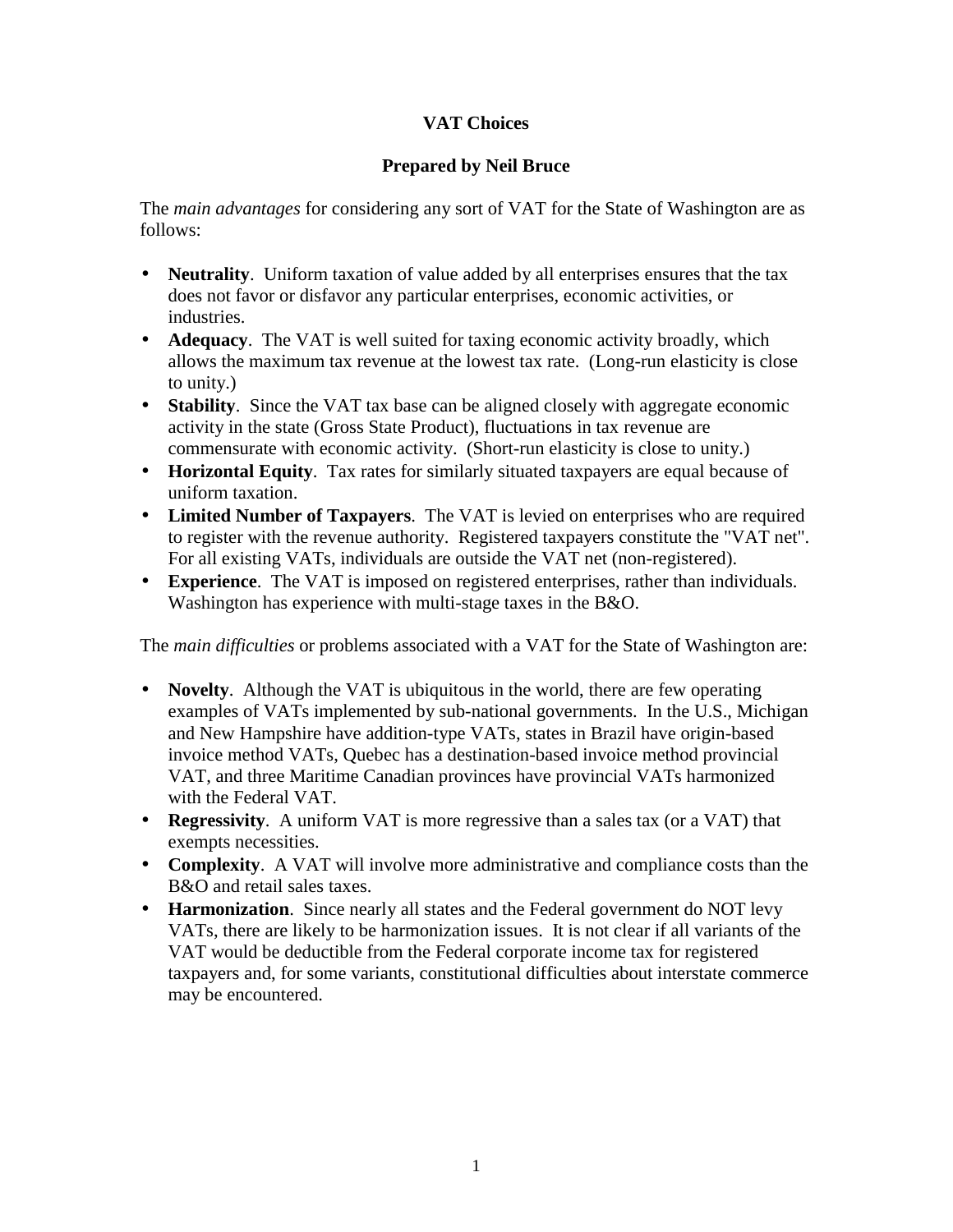# VAT Choices

## Prepared by Neil Bruce

The *main advantages* for considering any sort of VAT for the State of Washington are as follows:

- **Neutrality**. Uniform taxation of value added by all enterprises ensures that the tax does not favor or disfavor any particular enterprises, economic activities, or industries.
- **Adequacy**. The VAT is well suited for taxing economic activity broadly, which allows the maximum tax revenue at the lowest tax rate. (Long-run elasticity is close to unity.)
- **Stability**. Since the VAT tax base can be aligned closely with aggregate economic activity in the state (Gross State Product), fluctuations in tax revenue are commensurate with economic activity. (Short-run elasticity is close to unity.)
- **Horizontal Equity**. Tax rates for similarly situated taxpayers are equal because of uniform taxation.
- **Limited Number of Taxpayers**. The VAT is levied on enterprises who are required to register with the revenue authority. Registered taxpayers constitute the "VAT net". For all existing VATs, individuals are outside the VAT net (non-registered).
- **Experience**. The VAT is imposed on registered enterprises, rather than individuals. Washington has experience with multi-stage taxes in the B&O.

The *main difficulties* or problems associated with a VAT for the State of Washington are:

- **Novelty**. Although the VAT is ubiquitous in the world, there are few operating examples of VATs implemented by sub-national governments. In the U.S., Michigan and New Hampshire have addition-type VATs, states in Brazil have origin-based invoice method VATs, Quebec has a destination-based invoice method provincial VAT, and three Maritime Canadian provinces have provincial VATs harmonized with the Federal VAT.
- **Regressivity**. A uniform VAT is more regressive than a sales tax (or a VAT) that exempts necessities.
- **Complexity**. A VAT will involve more administrative and compliance costs than the B&O and retail sales taxes.
- **Harmonization**. Since nearly all states and the Federal government do NOT levy VATs, there are likely to be harmonization issues. It is not clear if all variants of the VAT would be deductible from the Federal corporate income tax for registered taxpayers and, for some variants, constitutional difficulties about interstate commerce may be encountered.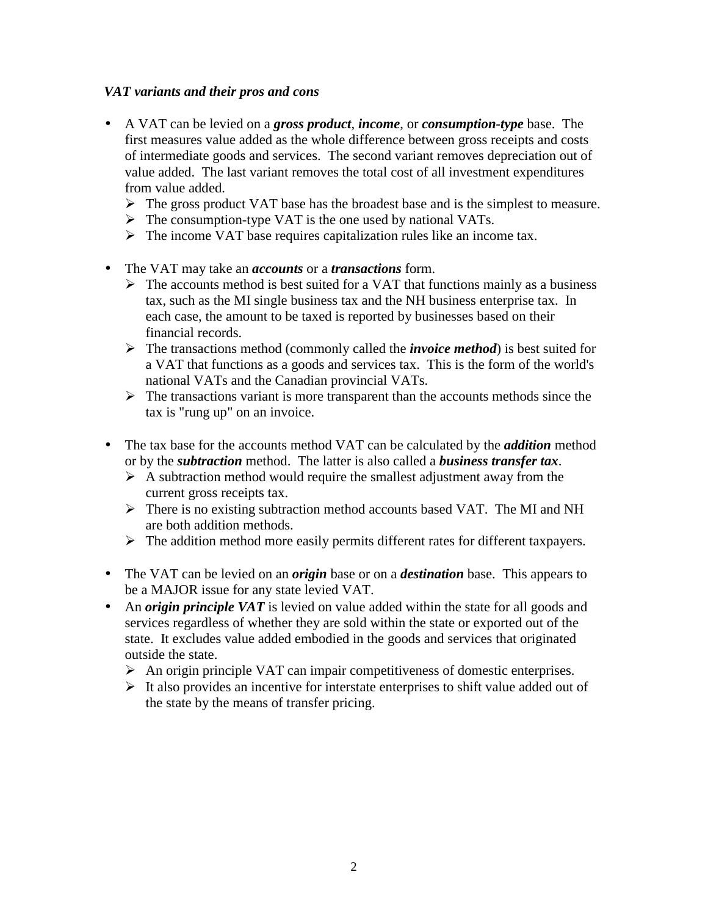***VAT variants and their pros and cons***

- A VAT can be levied on a ***gross product***, ***income***, or ***consumption-type*** base. The first measures value added as the whole difference between gross receipts and costs of intermediate goods and services. The second variant removes depreciation out of value added. The last variant removes the total cost of all investment expenditures from value added.
  - The gross product VAT base has the broadest base and is the simplest to measure.
  - The consumption-type VAT is the one used by national VATs.
  - The income VAT base requires capitalization rules like an income tax.

- The VAT may take an ***accounts*** or a ***transactions*** form.
  - The accounts method is best suited for a VAT that functions mainly as a business tax, such as the MI single business tax and the NH business enterprise tax. In each case, the amount to be taxed is reported by businesses based on their financial records.
  - The transactions method (commonly called the ***invoice method***) is best suited for a VAT that functions as a goods and services tax. This is the form of the world's national VATs and the Canadian provincial VATs.
  - The transactions variant is more transparent than the accounts methods since the tax is "rung up" on an invoice.

- The tax base for the accounts method VAT can be calculated by the ***addition*** method or by the ***subtraction*** method. The latter is also called a ***business transfer tax***.
  - A subtraction method would require the smallest adjustment away from the current gross receipts tax.
  - There is no existing subtraction method accounts based VAT. The MI and NH are both addition methods.
  - The addition method more easily permits different rates for different taxpayers.

- The VAT can be levied on an ***origin*** base or on a ***destination*** base. This appears to be a MAJOR issue for any state levied VAT.
- An ***origin principle VAT*** is levied on value added within the state for all goods and services regardless of whether they are sold within the state or exported out of the state. It excludes value added embodied in the goods and services that originated outside the state.
  - An origin principle VAT can impair competitiveness of domestic enterprises.
  - It also provides an incentive for interstate enterprises to shift value added out of the state by the means of transfer pricing.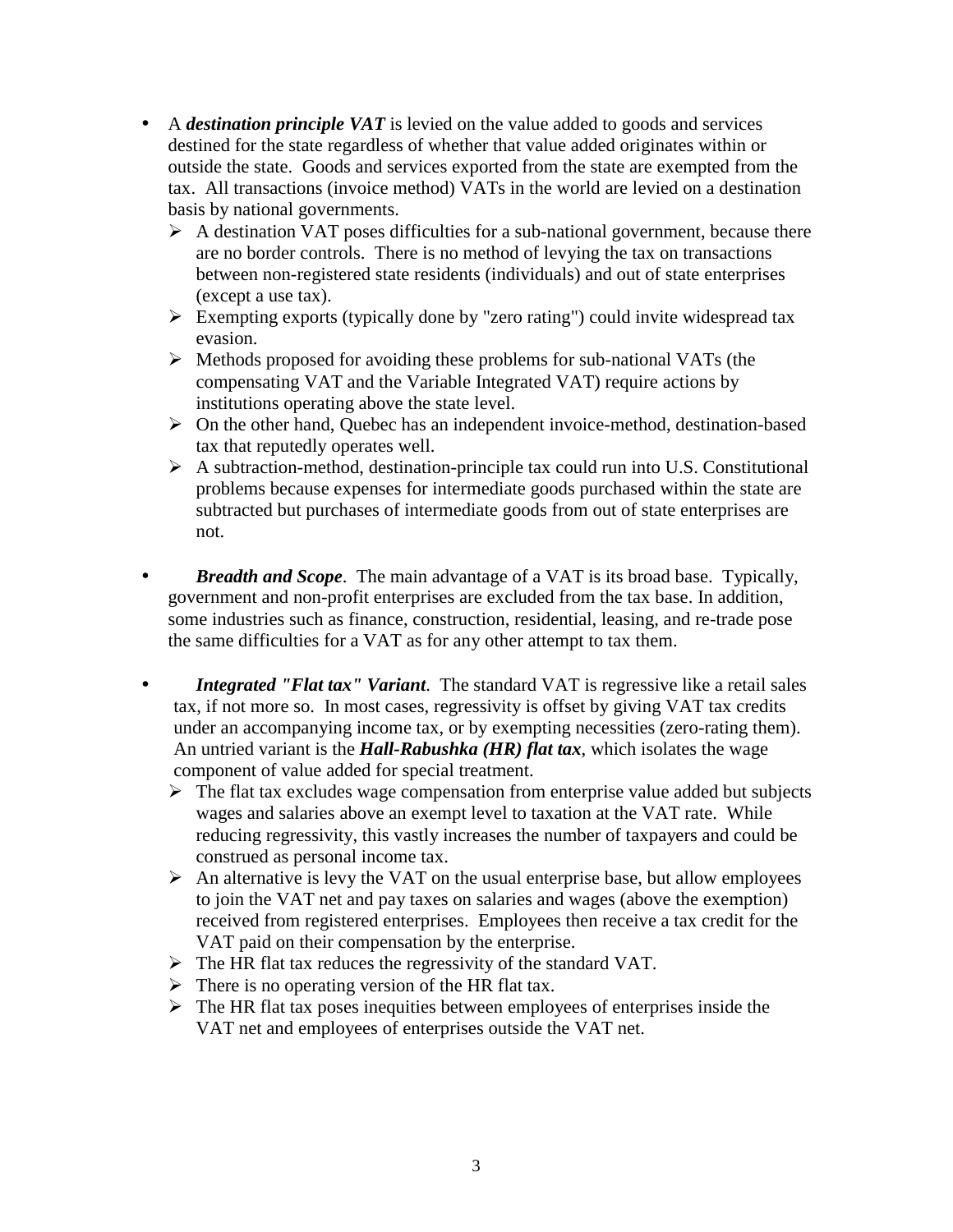- A ***destination principle VAT*** is levied on the value added to goods and services destined for the state regardless of whether that value added originates within or outside the state. Goods and services exported from the state are exempted from the tax. All transactions (invoice method) VATs in the world are levied on a destination basis by national governments.
    - A destination VAT poses difficulties for a sub-national government, because there are no border controls. There is no method of levying the tax on transactions between non-registered state residents (individuals) and out of state enterprises (except a use tax).
    - Exempting exports (typically done by "zero rating") could invite widespread tax evasion.
    - Methods proposed for avoiding these problems for sub-national VATs (the compensating VAT and the Variable Integrated VAT) require actions by institutions operating above the state level.
    - On the other hand, Quebec has an independent invoice-method, destination-based tax that reputedly operates well.
    - A subtraction-method, destination-principle tax could run into U.S. Constitutional problems because expenses for intermediate goods purchased within the state are subtracted but purchases of intermediate goods from out of state enterprises are not.

- ***Breadth and Scope***. The main advantage of a VAT is its broad base. Typically, government and non-profit enterprises are excluded from the tax base. In addition, some industries such as finance, construction, residential, leasing, and re-trade pose the same difficulties for a VAT as for any other attempt to tax them.

- ***Integrated "Flat tax" Variant***. The standard VAT is regressive like a retail sales tax, if not more so. In most cases, regressivity is offset by giving VAT tax credits under an accompanying income tax, or by exempting necessities (zero-rating them). An untried variant is the ***Hall-Rabushka (HR) flat tax***, which isolates the wage component of value added for special treatment.
    - The flat tax excludes wage compensation from enterprise value added but subjects wages and salaries above an exempt level to taxation at the VAT rate. While reducing regressivity, this vastly increases the number of taxpayers and could be construed as personal income tax.
    - An alternative is levy the VAT on the usual enterprise base, but allow employees to join the VAT net and pay taxes on salaries and wages (above the exemption) received from registered enterprises. Employees then receive a tax credit for the VAT paid on their compensation by the enterprise.
    - The HR flat tax reduces the regressivity of the standard VAT.
    - There is no operating version of the HR flat tax.
    - The HR flat tax poses inequities between employees of enterprises inside the VAT net and employees of enterprises outside the VAT net.